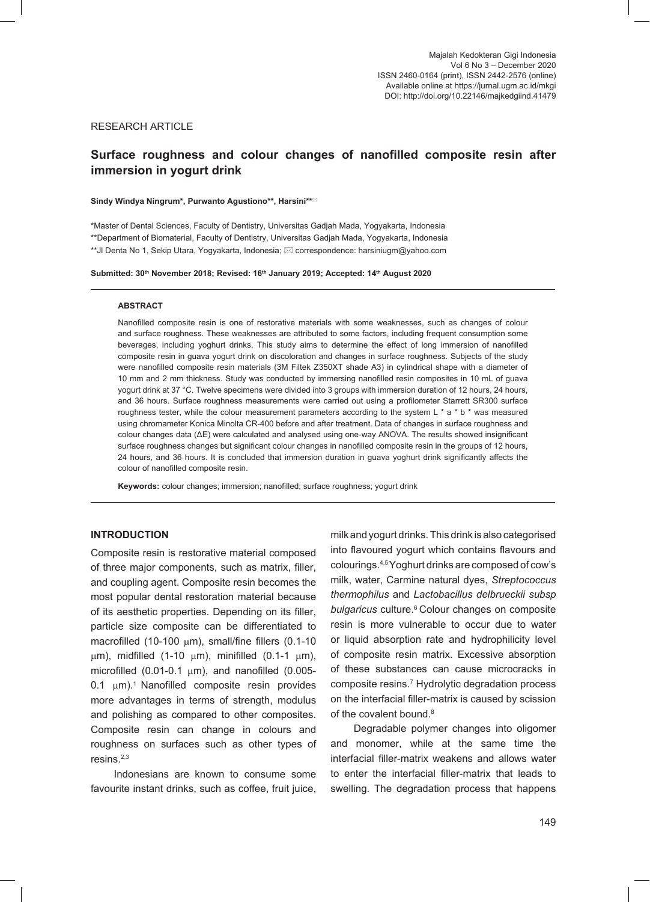Majalah Kedokteran Gigi Indonesia
Vol 6 No 3 – December 2020
ISSN 2460-0164 (print), ISSN 2442-2576 (online)
Available online at https://jurnal.ugm.ac.id/mkgi
DOI: http://doi.org/10.22146/majkedgiind.41479

RESEARCH ARTICLE

# Surface roughness and colour changes of nanofilled composite resin after immersion in yogurt drink

**Sindy Windya Ningrum\*, Purwanto Agustiono\*\*, Harsini\*\*✉**

\*Master of Dental Sciences, Faculty of Dentistry, Universitas Gadjah Mada, Yogyakarta, Indonesia
\*\*Department of Biomaterial, Faculty of Dentistry, Universitas Gadjah Mada, Yogyakarta, Indonesia
\*\*Jl Denta No 1, Sekip Utara, Yogyakarta, Indonesia; ✉ correspondence: harsiniugm@yahoo.com

**Submitted: 30th November 2018; Revised: 16th January 2019; Accepted: 14th August 2020**

## ABSTRACT

Nanofilled composite resin is one of restorative materials with some weaknesses, such as changes of colour and surface roughness. These weaknesses are attributed to some factors, including frequent consumption some beverages, including yoghurt drinks. This study aims to determine the effect of long immersion of nanofilled composite resin in guava yogurt drink on discoloration and changes in surface roughness. Subjects of the study were nanofilled composite resin materials (3M Filtek Z350XT shade A3) in cylindrical shape with a diameter of 10 mm and 2 mm thickness. Study was conducted by immersing nanofilled resin composites in 10 mL of guava yogurt drink at 37 °C. Twelve specimens were divided into 3 groups with immersion duration of 12 hours, 24 hours, and 36 hours. Surface roughness measurements were carried out using a profilometer Starrett SR300 surface roughness tester, while the colour measurement parameters according to the system L * a * b * was measured using chromameter Konica Minolta CR-400 before and after treatment. Data of changes in surface roughness and colour changes data ($\Delta E$) were calculated and analysed using one-way ANOVA. The results showed insignificant surface roughness changes but significant colour changes in nanofilled composite resin in the groups of 12 hours, 24 hours, and 36 hours. It is concluded that immersion duration in guava yoghurt drink significantly affects the colour of nanofilled composite resin.

**Keywords:** colour changes; immersion; nanofilled; surface roughness; yogurt drink

## INTRODUCTION

Composite resin is restorative material composed of three major components, such as matrix, filler, and coupling agent. Composite resin becomes the most popular dental restoration material because of its aesthetic properties. Depending on its filler, particle size composite can be differentiated to macrofilled (10-100 μm), small/fine fillers (0.1-10 μm), midfilled (1-10 μm), minifilled (0.1-1 μm), microfilled (0.01-0.1 μm), and nanofilled (0.005-0.1 μm).[1] Nanofilled composite resin provides more advantages in terms of strength, modulus and polishing as compared to other composites. Composite resin can change in colours and roughness on surfaces such as other types of resins.[2,3]

Indonesians are known to consume some favourite instant drinks, such as coffee, fruit juice, milk and yogurt drinks. This drink is also categorised into flavoured yogurt which contains flavours and colourings.[4,5] Yoghurt drinks are composed of cow's milk, water, Carmine natural dyes, *Streptococcus thermophilus* and *Lactobacillus delbrueckii subsp bulgaricus* culture.[6] Colour changes on composite resin is more vulnerable to occur due to water or liquid absorption rate and hydrophilicity level of composite resin matrix. Excessive absorption of these substances can cause microcracks in composite resins.[7] Hydrolytic degradation process on the interfacial filler-matrix is caused by scission of the covalent bound.[8]

Degradable polymer changes into oligomer and monomer, while at the same time the interfacial filler-matrix weakens and allows water to enter the interfacial filler-matrix that leads to swelling. The degradation process that happens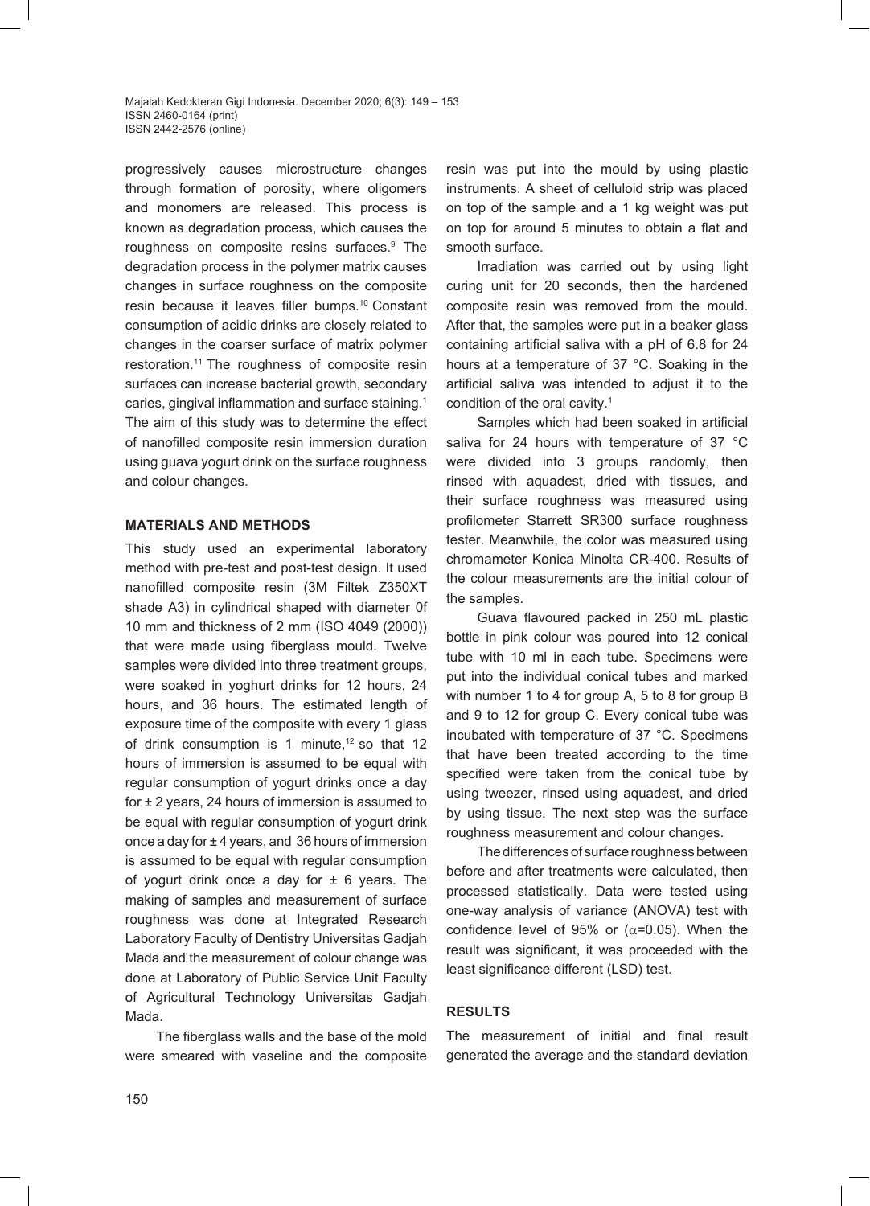progressively causes microstructure changes through formation of porosity, where oligomers and monomers are released. This process is known as degradation process, which causes the roughness on composite resins surfaces.[9] The degradation process in the polymer matrix causes changes in surface roughness on the composite resin because it leaves filler bumps.[10] Constant consumption of acidic drinks are closely related to changes in the coarser surface of matrix polymer restoration.[11] The roughness of composite resin surfaces can increase bacterial growth, secondary caries, gingival inflammation and surface staining.[1] The aim of this study was to determine the effect of nanofilled composite resin immersion duration using guava yogurt drink on the surface roughness and colour changes.

## MATERIALS AND METHODS

This study used an experimental laboratory method with pre-test and post-test design. It used nanofilled composite resin (3M Filtek Z350XT shade A3) in cylindrical shaped with diameter 0f 10 mm and thickness of 2 mm (ISO 4049 (2000)) that were made using fiberglass mould. Twelve samples were divided into three treatment groups, were soaked in yoghurt drinks for 12 hours, 24 hours, and 36 hours. The estimated length of exposure time of the composite with every 1 glass of drink consumption is 1 minute,[12] so that 12 hours of immersion is assumed to be equal with regular consumption of yogurt drinks once a day for ± 2 years, 24 hours of immersion is assumed to be equal with regular consumption of yogurt drink once a day for ± 4 years, and 36 hours of immersion is assumed to be equal with regular consumption of yogurt drink once a day for ± 6 years. The making of samples and measurement of surface roughness was done at Integrated Research Laboratory Faculty of Dentistry Universitas Gadjah Mada and the measurement of colour change was done at Laboratory of Public Service Unit Faculty of Agricultural Technology Universitas Gadjah Mada.

The fiberglass walls and the base of the mold were smeared with vaseline and the composite resin was put into the mould by using plastic instruments. A sheet of celluloid strip was placed on top of the sample and a 1 kg weight was put on top for around 5 minutes to obtain a flat and smooth surface.

Irradiation was carried out by using light curing unit for 20 seconds, then the hardened composite resin was removed from the mould. After that, the samples were put in a beaker glass containing artificial saliva with a pH of 6.8 for 24 hours at a temperature of 37 °C. Soaking in the artificial saliva was intended to adjust it to the condition of the oral cavity.[1]

Samples which had been soaked in artificial saliva for 24 hours with temperature of 37 °C were divided into 3 groups randomly, then rinsed with aquadest, dried with tissues, and their surface roughness was measured using profilometer Starrett SR300 surface roughness tester. Meanwhile, the color was measured using chromameter Konica Minolta CR-400. Results of the colour measurements are the initial colour of the samples.

Guava flavoured packed in 250 mL plastic bottle in pink colour was poured into 12 conical tube with 10 ml in each tube. Specimens were put into the individual conical tubes and marked with number 1 to 4 for group A, 5 to 8 for group B and 9 to 12 for group C. Every conical tube was incubated with temperature of 37 °C. Specimens that have been treated according to the time specified were taken from the conical tube by using tweezer, rinsed using aquadest, and dried by using tissue. The next step was the surface roughness measurement and colour changes.

The differences of surface roughness between before and after treatments were calculated, then processed statistically. Data were tested using one-way analysis of variance (ANOVA) test with confidence level of 95% or ($\alpha$=0.05). When the result was significant, it was proceeded with the least significance different (LSD) test.

## RESULTS

The measurement of initial and final result generated the average and the standard deviation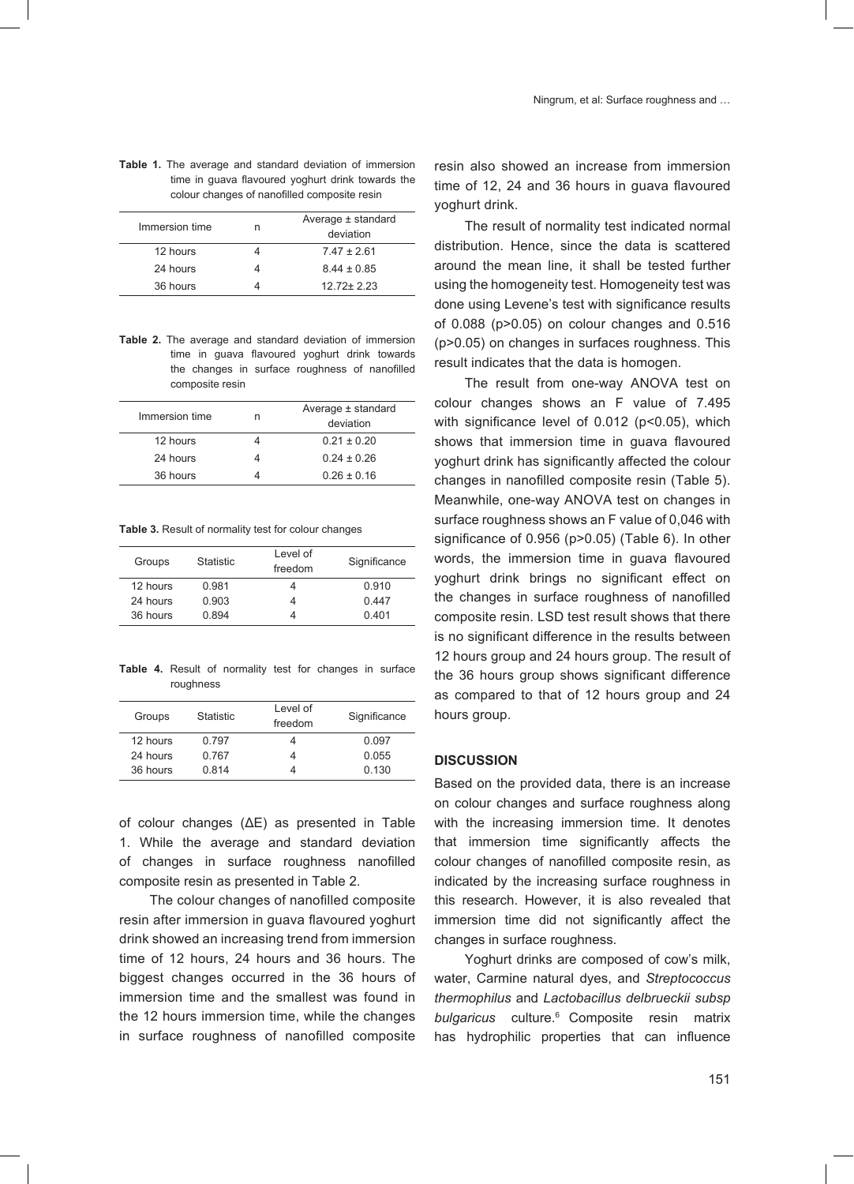**Table 1.** The average and standard deviation of immersion time in guava flavoured yoghurt drink towards the colour changes of nanofilled composite resin

| Immersion time | n | Average ± standard deviation |
|---|---|---|
| 12 hours | 4 | 7.47 ± 2.61 |
| 24 hours | 4 | 8.44 ± 0.85 |
| 36 hours | 4 | 12.72± 2.23 |

**Table 2.** The average and standard deviation of immersion time in guava flavoured yoghurt drink towards the changes in surface roughness of nanofilled composite resin

| Immersion time | n | Average ± standard deviation |
|---|---|---|
| 12 hours | 4 | 0.21 ± 0.20 |
| 24 hours | 4 | 0.24 ± 0.26 |
| 36 hours | 4 | 0.26 ± 0.16 |

**Table 3.** Result of normality test for colour changes

| Groups | Statistic | Level of freedom | Significance |
|---|---|---|---|
| 12 hours | 0.981 | 4 | 0.910 |
| 24 hours | 0.903 | 4 | 0.447 |
| 36 hours | 0.894 | 4 | 0.401 |

**Table 4.** Result of normality test for changes in surface roughness

| Groups | Statistic | Level of freedom | Significance |
|---|---|---|---|
| 12 hours | 0.797 | 4 | 0.097 |
| 24 hours | 0.767 | 4 | 0.055 |
| 36 hours | 0.814 | 4 | 0.130 |

of colour changes (ΔE) as presented in Table 1. While the average and standard deviation of changes in surface roughness nanofilled composite resin as presented in Table 2.

The colour changes of nanofilled composite resin after immersion in guava flavoured yoghurt drink showed an increasing trend from immersion time of 12 hours, 24 hours and 36 hours. The biggest changes occurred in the 36 hours of immersion time and the smallest was found in the 12 hours immersion time, while the changes in surface roughness of nanofilled composite resin also showed an increase from immersion time of 12, 24 and 36 hours in guava flavoured yoghurt drink.

The result of normality test indicated normal distribution. Hence, since the data is scattered around the mean line, it shall be tested further using the homogeneity test. Homogeneity test was done using Levene's test with significance results of 0.088 ($p>0.05$) on colour changes and 0.516 ($p>0.05$) on changes in surfaces roughness. This result indicates that the data is homogen.

The result from one-way ANOVA test on colour changes shows an F value of 7.495 with significance level of 0.012 ($p<0.05$), which shows that immersion time in guava flavoured yoghurt drink has significantly affected the colour changes in nanofilled composite resin (Table 5). Meanwhile, one-way ANOVA test on changes in surface roughness shows an F value of 0,046 with significance of 0.956 ($p>0.05$) (Table 6). In other words, the immersion time in guava flavoured yoghurt drink brings no significant effect on the changes in surface roughness of nanofilled composite resin. LSD test result shows that there is no significant difference in the results between 12 hours group and 24 hours group. The result of the 36 hours group shows significant difference as compared to that of 12 hours group and 24 hours group.

## DISCUSSION

Based on the provided data, there is an increase on colour changes and surface roughness along with the increasing immersion time. It denotes that immersion time significantly affects the colour changes of nanofilled composite resin, as indicated by the increasing surface roughness in this research. However, it is also revealed that immersion time did not significantly affect the changes in surface roughness.

Yoghurt drinks are composed of cow's milk, water, Carmine natural dyes, and *Streptococcus thermophilus* and *Lactobacillus delbrueckii subsp bulgaricus* culture.[6] Composite resin matrix has hydrophilic properties that can influence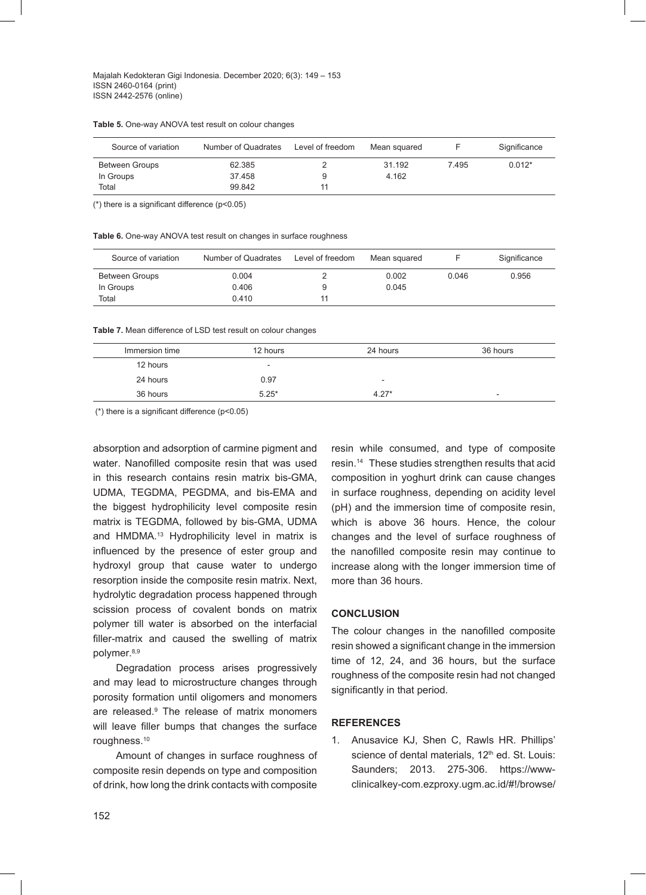**Table 5.** One-way ANOVA test result on colour changes

| Source of variation | Number of Quadrates | Level of freedom | Mean squared | F | Significance |
|---|---|---|---|---|---|
| Between Groups | 62.385 | 2 | 31.192 | 7.495 | 0.012* |
| In Groups | 37.458 | 9 | 4.162 | | |
| Total | 99.842 | 11 | | | |

(*) there is a significant difference (p<0.05)

**Table 6.** One-way ANOVA test result on changes in surface roughness

| Source of variation | Number of Quadrates | Level of freedom | Mean squared | F | Significance |
|---|---|---|---|---|---|
| Between Groups | 0.004 | 2 | 0.002 | 0.046 | 0.956 |
| In Groups | 0.406 | 9 | 0.045 | | |
| Total | 0.410 | 11 | | | |

**Table 7.** Mean difference of LSD test result on colour changes

| Immersion time | 12 hours | 24 hours | 36 hours |
|---|---|---|---|
| 12 hours | - | | |
| 24 hours | 0.97 | - | |
| 36 hours | 5.25* | 4.27* | - |

(*) there is a significant difference (p<0.05)

absorption and adsorption of carmine pigment and water. Nanofilled composite resin that was used in this research contains resin matrix bis-GMA, UDMA, TEGDMA, PEGDMA, and bis-EMA and the biggest hydrophilicity level composite resin matrix is TEGDMA, followed by bis-GMA, UDMA and HMDMA.[13] Hydrophilicity level in matrix is influenced by the presence of ester group and hydroxyl group that cause water to undergo resorption inside the composite resin matrix. Next, hydrolytic degradation process happened through scission process of covalent bonds on matrix polymer till water is absorbed on the interfacial filler-matrix and caused the swelling of matrix polymer.[8,9]

Degradation process arises progressively and may lead to microstructure changes through porosity formation until oligomers and monomers are released.[9] The release of matrix monomers will leave filler bumps that changes the surface roughness.[10]

Amount of changes in surface roughness of composite resin depends on type and composition of drink, how long the drink contacts with composite resin while consumed, and type of composite resin.[14] These studies strengthen results that acid composition in yoghurt drink can cause changes in surface roughness, depending on acidity level (pH) and the immersion time of composite resin, which is above 36 hours. Hence, the colour changes and the level of surface roughness of the nanofilled composite resin may continue to increase along with the longer immersion time of more than 36 hours.

## CONCLUSION

The colour changes in the nanofilled composite resin showed a significant change in the immersion time of 12, 24, and 36 hours, but the surface roughness of the composite resin had not changed significantly in that period.

## REFERENCES

1. Anusavice KJ, Shen C, Rawls HR. Phillips' science of dental materials, 12th ed. St. Louis: Saunders; 2013. 275-306. https://www-clinicalkey-com.ezproxy.ugm.ac.id/#!/browse/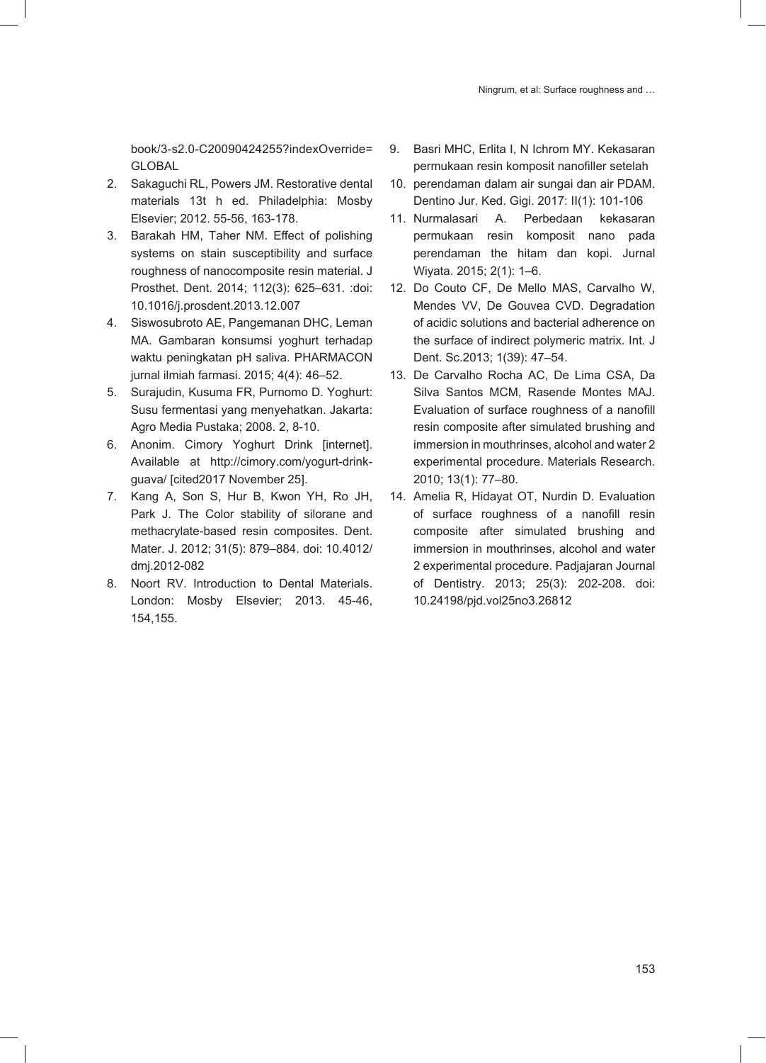book/3-s2.0-C20090424255?indexOverride=GLOBAL

2. Sakaguchi RL, Powers JM. Restorative dental materials 13t h ed. Philadelphia: Mosby Elsevier; 2012. 55-56, 163-178.
3. Barakah HM, Taher NM. Effect of polishing systems on stain susceptibility and surface roughness of nanocomposite resin material. J Prosthet. Dent. 2014; 112(3): 625–631. :doi: 10.1016/j.prosdent.2013.12.007
4. Siswosubroto AE, Pangemanan DHC, Leman MA. Gambaran konsumsi yoghurt terhadap waktu peningkatan pH saliva. PHARMACON jurnal ilmiah farmasi. 2015; 4(4): 46–52.
5. Surajudin, Kusuma FR, Purnomo D. Yoghurt: Susu fermentasi yang menyehatkan. Jakarta: Agro Media Pustaka; 2008. 2, 8-10.
6. Anonim. Cimory Yoghurt Drink [internet]. Available at http://cimory.com/yogurt-drink-guava/ [cited2017 November 25].
7. Kang A, Son S, Hur B, Kwon YH, Ro JH, Park J. The Color stability of silorane and methacrylate-based resin composites. Dent. Mater. J. 2012; 31(5): 879–884. doi: 10.4012/dmj.2012-082
8. Noort RV. Introduction to Dental Materials. London: Mosby Elsevier; 2013. 45-46, 154,155.
9. Basri MHC, Erlita I, N Ichrom MY. Kekasaran permukaan resin komposit nanofiller setelah
10. perendaman dalam air sungai dan air PDAM. Dentino Jur. Ked. Gigi. 2017: II(1): 101-106
11. Nurmalasari A. Perbedaan kekasaran permukaan resin komposit nano pada perendaman the hitam dan kopi. Jurnal Wiyata. 2015; 2(1): 1–6.
12. Do Couto CF, De Mello MAS, Carvalho W, Mendes VV, De Gouvea CVD. Degradation of acidic solutions and bacterial adherence on the surface of indirect polymeric matrix. Int. J Dent. Sc.2013; 1(39): 47–54.
13. De Carvalho Rocha AC, De Lima CSA, Da Silva Santos MCM, Rasende Montes MAJ. Evaluation of surface roughness of a nanofill resin composite after simulated brushing and immersion in mouthrinses, alcohol and water 2 experimental procedure. Materials Research. 2010; 13(1): 77–80.
14. Amelia R, Hidayat OT, Nurdin D. Evaluation of surface roughness of a nanofill resin composite after simulated brushing and immersion in mouthrinses, alcohol and water 2 experimental procedure. Padjajaran Journal of Dentistry. 2013; 25(3): 202-208. doi: 10.24198/pjd.vol25no3.26812